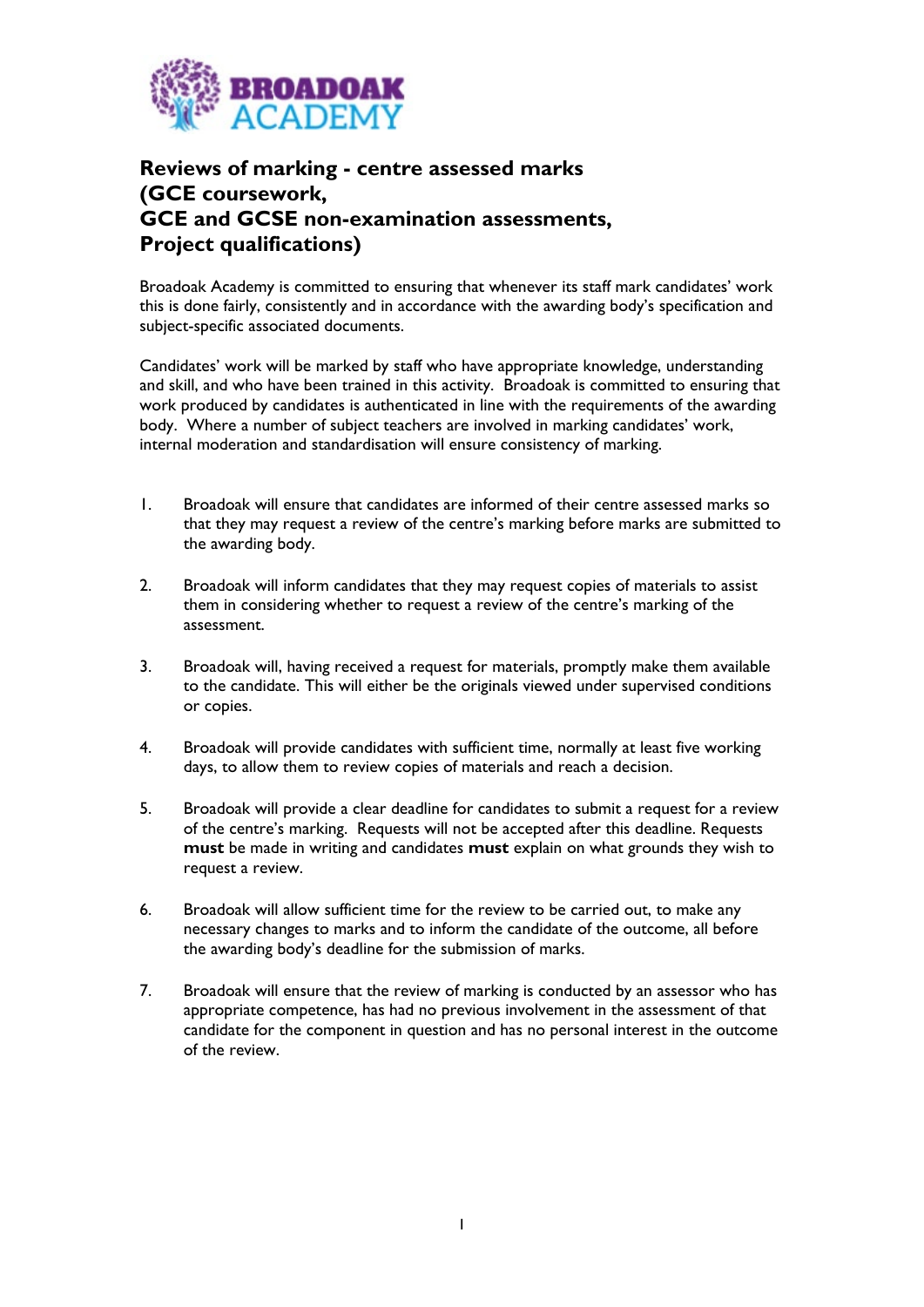# Reviews of marking - centre assessed marks (GCE coursework, GCE and GCSE non-examination assessments, Project qualifications)

Broadoak Academy is committed to ensuring that whenever its staff mark candidates' work this is done fairly, consistently and in accordance with the awarding body's specification and subject-specific associated documents.

Candidates' work will be marked by staff who have appropriate knowledge, understanding and skill, and who have been trained in this activity. Broadoak is committed to ensuring that work produced by candidates is authenticated in line with the requirements of the awarding body. Where a number of subject teachers are involved in marking candidates' work, internal moderation and standardisation will ensure consistency of marking.

1. Broadoak will ensure that candidates are informed of their centre assessed marks so that they may request a review of the centre's marking before marks are submitted to the awarding body.

2. Broadoak will inform candidates that they may request copies of materials to assist them in considering whether to request a review of the centre's marking of the assessment.

3. Broadoak will, having received a request for materials, promptly make them available to the candidate. This will either be the originals viewed under supervised conditions or copies.

4. Broadoak will provide candidates with sufficient time, normally at least five working days, to allow them to review copies of materials and reach a decision.

5. Broadoak will provide a clear deadline for candidates to submit a request for a review of the centre's marking. Requests will not be accepted after this deadline. Requests **must** be made in writing and candidates **must** explain on what grounds they wish to request a review.

6. Broadoak will allow sufficient time for the review to be carried out, to make any necessary changes to marks and to inform the candidate of the outcome, all before the awarding body's deadline for the submission of marks.

7. Broadoak will ensure that the review of marking is conducted by an assessor who has appropriate competence, has had no previous involvement in the assessment of that candidate for the component in question and has no personal interest in the outcome of the review.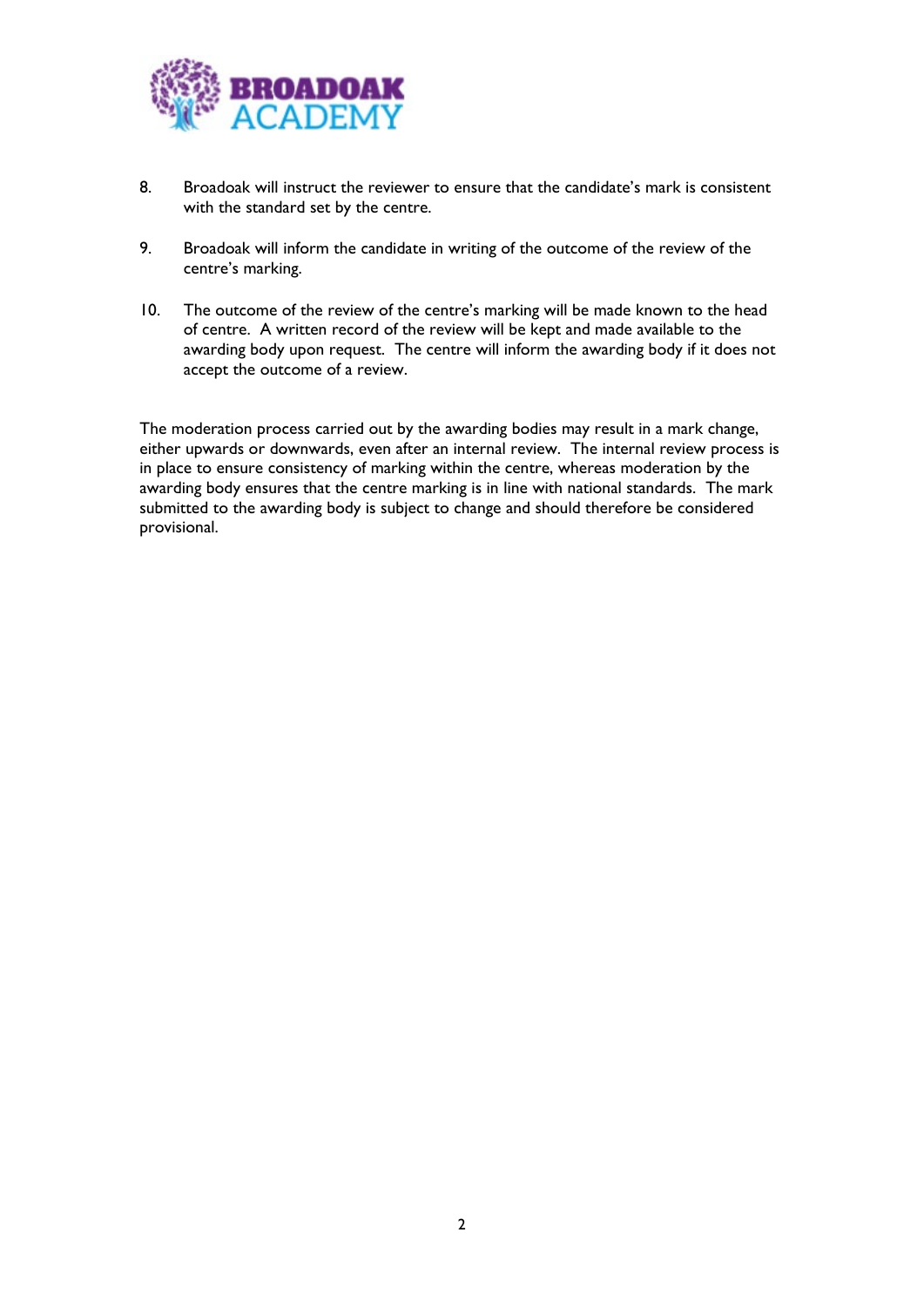8. Broadoak will instruct the reviewer to ensure that the candidate's mark is consistent with the standard set by the centre.

9. Broadoak will inform the candidate in writing of the outcome of the review of the centre's marking.

10. The outcome of the review of the centre's marking will be made known to the head of centre. A written record of the review will be kept and made available to the awarding body upon request. The centre will inform the awarding body if it does not accept the outcome of a review.

The moderation process carried out by the awarding bodies may result in a mark change, either upwards or downwards, even after an internal review. The internal review process is in place to ensure consistency of marking within the centre, whereas moderation by the awarding body ensures that the centre marking is in line with national standards. The mark submitted to the awarding body is subject to change and should therefore be considered provisional.